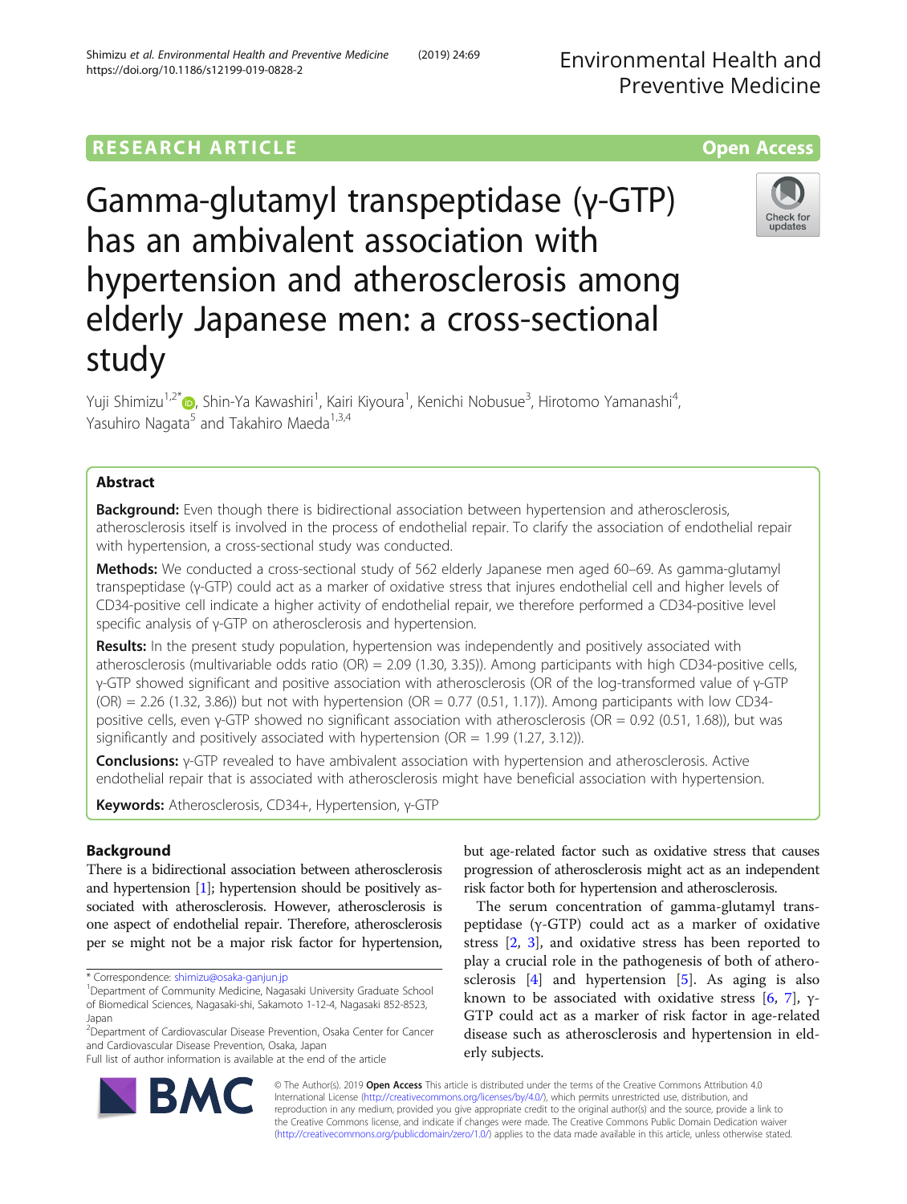RESEARCH ARTICLE

Open Access

# Gamma-glutamyl transpeptidase (γ-GTP) has an ambivalent association with hypertension and atherosclerosis among elderly Japanese men: a cross-sectional study

Yuji Shimizu[1,2*], Shin-Ya Kawashiri[1], Kairi Kiyoura[1], Kenichi Nobusue[3], Hirotomo Yamanashi[4], Yasuhiro Nagata[5] and Takahiro Maeda[1,3,4]

## Abstract

**Background:** Even though there is bidirectional association between hypertension and atherosclerosis, atherosclerosis itself is involved in the process of endothelial repair. To clarify the association of endothelial repair with hypertension, a cross-sectional study was conducted.

**Methods:** We conducted a cross-sectional study of 562 elderly Japanese men aged 60–69. As gamma-glutamyl transpeptidase (γ-GTP) could act as a marker of oxidative stress that injures endothelial cell and higher levels of CD34-positive cell indicate a higher activity of endothelial repair, we therefore performed a CD34-positive level specific analysis of γ-GTP on atherosclerosis and hypertension.

**Results:** In the present study population, hypertension was independently and positively associated with atherosclerosis (multivariable odds ratio (OR) = 2.09 (1.30, 3.35)). Among participants with high CD34-positive cells, γ-GTP showed significant and positive association with atherosclerosis (OR of the log-transformed value of γ-GTP (OR) = 2.26 (1.32, 3.86)) but not with hypertension (OR = 0.77 (0.51, 1.17)). Among participants with low CD34-positive cells, even γ-GTP showed no significant association with atherosclerosis (OR = 0.92 (0.51, 1.68)), but was significantly and positively associated with hypertension (OR = 1.99 (1.27, 3.12)).

**Conclusions:** γ-GTP revealed to have ambivalent association with hypertension and atherosclerosis. Active endothelial repair that is associated with atherosclerosis might have beneficial association with hypertension.

**Keywords:** Atherosclerosis, CD34+, Hypertension, γ-GTP

## Background

There is a bidirectional association between atherosclerosis and hypertension [1]; hypertension should be positively associated with atherosclerosis. However, atherosclerosis is one aspect of endothelial repair. Therefore, atherosclerosis per se might not be a major risk factor for hypertension, but age-related factor such as oxidative stress that causes progression of atherosclerosis might act as an independent risk factor both for hypertension and atherosclerosis.

The serum concentration of gamma-glutamyl transpeptidase (γ-GTP) could act as a marker of oxidative stress [2, 3], and oxidative stress has been reported to play a crucial role in the pathogenesis of both atherosclerosis [4] and hypertension [5]. As aging is also known to be associated with oxidative stress [6, 7], γ-GTP could act as a marker of risk factor in age-related disease such as atherosclerosis and hypertension in elderly subjects.

* Correspondence: shimizu@osaka-ganjun.jp
[1]Department of Community Medicine, Nagasaki University Graduate School of Biomedical Sciences, Nagasaki-shi, Sakamoto 1-12-4, Nagasaki 852-8523, Japan
[2]Department of Cardiovascular Disease Prevention, Osaka Center for Cancer and Cardiovascular Disease Prevention, Osaka, Japan
Full list of author information is available at the end of the article

© The Author(s). 2019 **Open Access** This article is distributed under the terms of the Creative Commons Attribution 4.0 International License (http://creativecommons.org/licenses/by/4.0/), which permits unrestricted use, distribution, and reproduction in any medium, provided you give appropriate credit to the original author(s) and the source, provide a link to the Creative Commons license, and indicate if changes were made. The Creative Commons Public Domain Dedication waiver (http://creativecommons.org/publicdomain/zero/1.0/) applies to the data made available in this article, unless otherwise stated.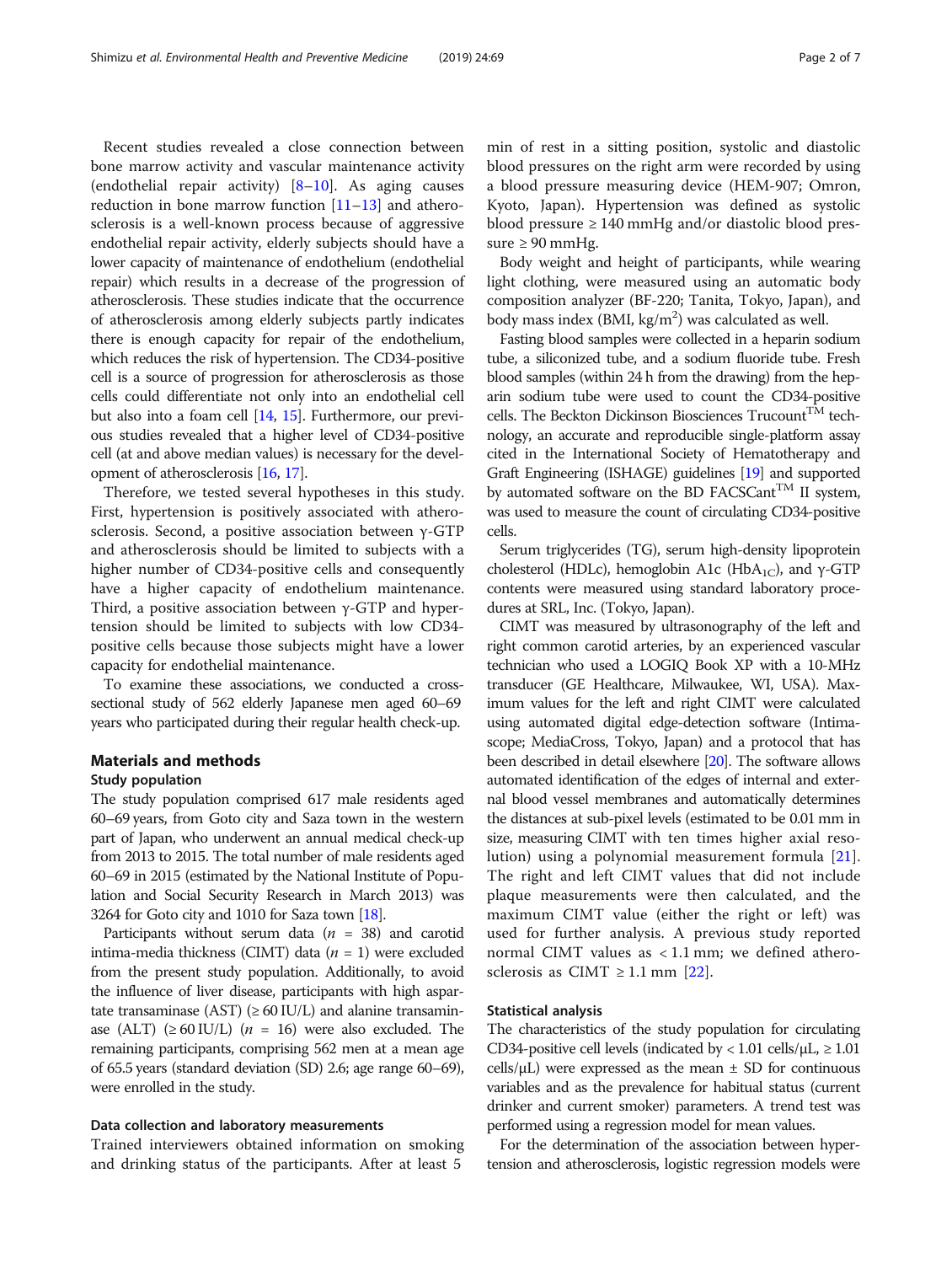Recent studies revealed a close connection between bone marrow activity and vascular maintenance activity (endothelial repair activity) [8–10]. As aging causes reduction in bone marrow function [11–13] and atherosclerosis is a well-known process because of aggressive endothelial repair activity, elderly subjects should have a lower capacity of maintenance of endothelium (endothelial repair) which results in a decrease of the progression of atherosclerosis. These studies indicate that the occurrence of atherosclerosis among elderly subjects partly indicates there is enough capacity for repair of the endothelium, which reduces the risk of hypertension. The CD34-positive cell is a source of progression for atherosclerosis as those cells could differentiate not only into an endothelial cell but also into a foam cell [14, 15]. Furthermore, our previous studies revealed that a higher level of CD34-positive cell (at and above median values) is necessary for the development of atherosclerosis [16, 17].

Therefore, we tested several hypotheses in this study. First, hypertension is positively associated with atherosclerosis. Second, a positive association between γ-GTP and atherosclerosis should be limited to subjects with a higher number of CD34-positive cells and consequently have a higher capacity of endothelium maintenance. Third, a positive association between γ-GTP and hypertension should be limited to subjects with low CD34-positive cells because those subjects might have a lower capacity for endothelial maintenance.

To examine these associations, we conducted a cross-sectional study of 562 elderly Japanese men aged 60–69 years who participated during their regular health check-up.

## Materials and methods

### Study population

The study population comprised 617 male residents aged 60–69 years, from Goto city and Saza town in the western part of Japan, who underwent an annual medical check-up from 2013 to 2015. The total number of male residents aged 60–69 in 2015 (estimated by the National Institute of Population and Social Security Research in March 2013) was 3264 for Goto city and 1010 for Saza town [18].

Participants without serum data ($n$ = 38) and carotid intima-media thickness (CIMT) data ($n$ = 1) were excluded from the present study population. Additionally, to avoid the influence of liver disease, participants with high aspartate transaminase (AST) (≥ 60 IU/L) and alanine transaminase (ALT) (≥ 60 IU/L) ($n$ = 16) were also excluded. The remaining participants, comprising 562 men at a mean age of 65.5 years (standard deviation (SD) 2.6; age range 60–69), were enrolled in the study.

### Data collection and laboratory measurements

Trained interviewers obtained information on smoking and drinking status of the participants. After at least 5 min of rest in a sitting position, systolic and diastolic blood pressures on the right arm were recorded by using a blood pressure measuring device (HEM-907; Omron, Kyoto, Japan). Hypertension was defined as systolic blood pressure ≥ 140 mmHg and/or diastolic blood pressure ≥ 90 mmHg.

Body weight and height of participants, while wearing light clothing, were measured using an automatic body composition analyzer (BF-220; Tanita, Tokyo, Japan), and body mass index (BMI, kg/m$^2$) was calculated as well.

Fasting blood samples were collected in a heparin sodium tube, a siliconized tube, and a sodium fluoride tube. Fresh blood samples (within 24 h from the drawing) from the heparin sodium tube were used to count the CD34-positive cells. The Beckton Dickinson Biosciences Trucount$^{TM}$ technology, an accurate and reproducible single-platform assay cited in the International Society of Hematotherapy and Graft Engineering (ISHAGE) guidelines [19] and supported by automated software on the BD FACSCant$^{TM}$ II system, was used to measure the count of circulating CD34-positive cells.

Serum triglycerides (TG), serum high-density lipoprotein cholesterol (HDLc), hemoglobin A1c ($HbA_{1C}$), and γ-GTP contents were measured using standard laboratory procedures at SRL, Inc. (Tokyo, Japan).

CIMT was measured by ultrasonography of the left and right common carotid arteries, by an experienced vascular technician who used a LOGIQ Book XP with a 10-MHz transducer (GE Healthcare, Milwaukee, WI, USA). Maximum values for the left and right CIMT were calculated using automated digital edge-detection software (Intimascope; MediaCross, Tokyo, Japan) and a protocol that has been described in detail elsewhere [20]. The software allows automated identification of the edges of internal and external blood vessel membranes and automatically determines the distances at sub-pixel levels (estimated to be 0.01 mm in size, measuring CIMT with ten times higher axial resolution) using a polynomial measurement formula [21]. The right and left CIMT values that did not include plaque measurements were then calculated, and the maximum CIMT value (either the right or left) was used for further analysis. A previous study reported normal CIMT values as < 1.1 mm; we defined atherosclerosis as CIMT ≥ 1.1 mm [22].

### Statistical analysis

The characteristics of the study population for circulating CD34-positive cell levels (indicated by < 1.01 cells/μL, ≥ 1.01 cells/μL) were expressed as the mean ± SD for continuous variables and as the prevalence for habitual status (current drinker and current smoker) parameters. A trend test was performed using a regression model for mean values.

For the determination of the association between hypertension and atherosclerosis, logistic regression models were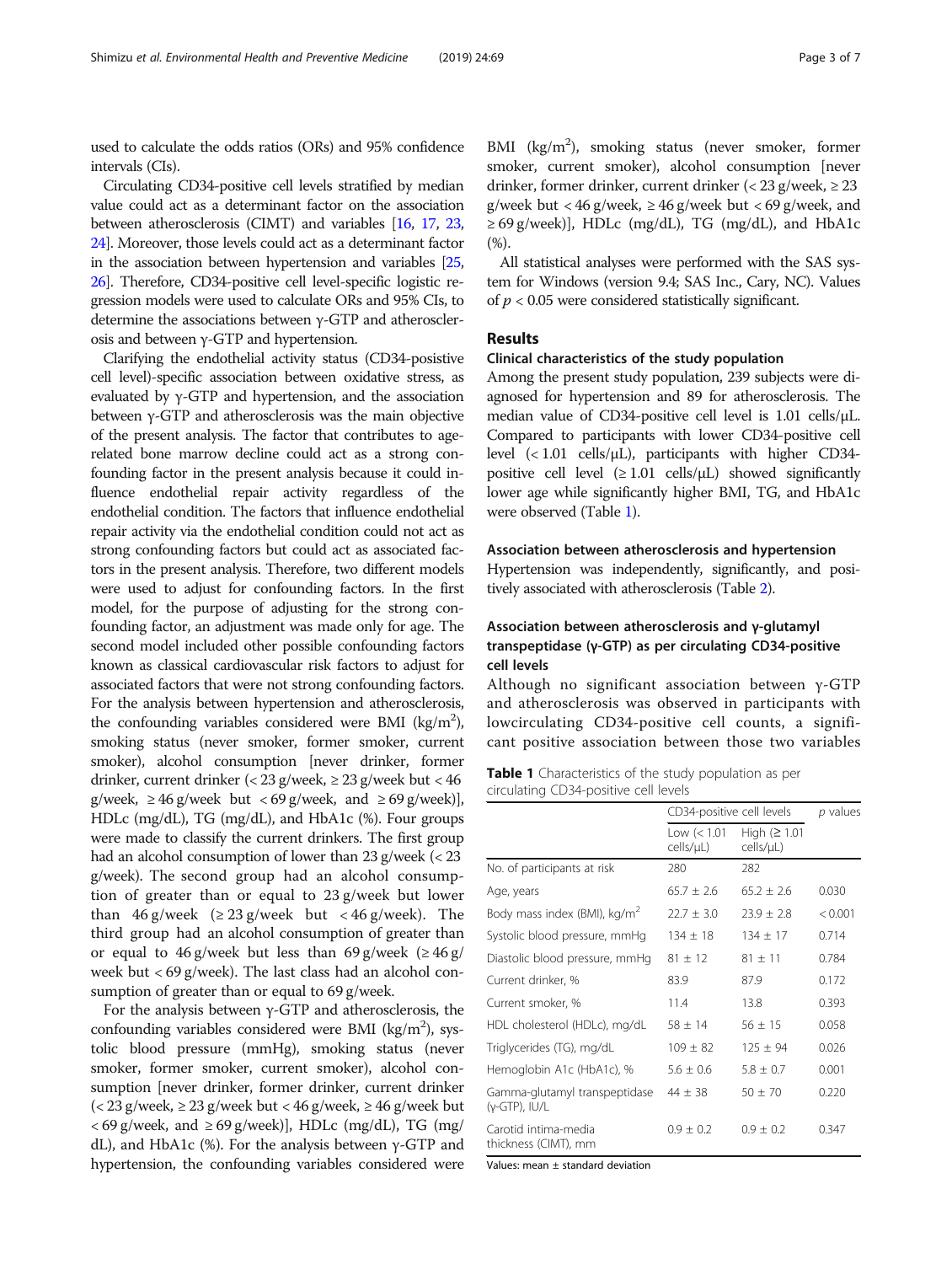used to calculate the odds ratios (ORs) and 95% confidence intervals (CIs).

Circulating CD34-positive cell levels stratified by median value could act as a determinant factor on the association between atherosclerosis (CIMT) and variables [16, 17, 23, 24]. Moreover, those levels could act as a determinant factor in the association between hypertension and variables [25, 26]. Therefore, CD34-positive cell level-specific logistic regression models were used to calculate ORs and 95% CIs, to determine the associations between γ-GTP and atherosclerosis and between γ-GTP and hypertension.

Clarifying the endothelial activity status (CD34-posistive cell level)-specific association between oxidative stress, as evaluated by γ-GTP and hypertension, and the association between γ-GTP and atherosclerosis was the main objective of the present analysis. The factor that contributes to age-related bone marrow decline could act as a strong confounding factor in the present analysis because it could influence endothelial repair activity regardless of the endothelial condition. The factors that influence endothelial repair activity via the endothelial condition could not act as strong confounding factors but could act as associated factors in the present analysis. Therefore, two different models were used to adjust for confounding factors. In the first model, for the purpose of adjusting for the strong confounding factor, an adjustment was made only for age. The second model included other possible confounding factors known as classical cardiovascular risk factors to adjust for associated factors that were not strong confounding factors. For the analysis between hypertension and atherosclerosis, the confounding variables considered were BMI (kg/m$^2$), smoking status (never smoker, former smoker, current smoker), alcohol consumption [never drinker, former drinker, current drinker (< 23 g/week, ≥ 23 g/week but < 46 g/week, ≥ 46 g/week but < 69 g/week, and ≥ 69 g/week)], HDLc (mg/dL), TG (mg/dL), and HbA1c (%). Four groups were made to classify the current drinkers. The first group had an alcohol consumption of lower than 23 g/week (< 23 g/week). The second group had an alcohol consumption of greater than or equal to 23 g/week but lower than 46 g/week (≥ 23 g/week but < 46 g/week). The third group had an alcohol consumption of greater than or equal to 46 g/week but less than 69 g/week (≥ 46 g/week but < 69 g/week). The last class had an alcohol consumption of greater than or equal to 69 g/week.

For the analysis between γ-GTP and atherosclerosis, the confounding variables considered were BMI (kg/m$^2$), systolic blood pressure (mmHg), smoking status (never smoker, former smoker, current smoker), alcohol consumption [never drinker, former drinker, current drinker (< 23 g/week, ≥ 23 g/week but < 46 g/week, ≥ 46 g/week but < 69 g/week, and ≥ 69 g/week)], HDLc (mg/dL), TG (mg/dL), and HbA1c (%). For the analysis between γ-GTP and hypertension, the confounding variables considered were BMI (kg/m$^2$), smoking status (never smoker, former smoker, current smoker), alcohol consumption [never drinker, former drinker, current drinker (< 23 g/week, ≥ 23 g/week but < 46 g/week, ≥ 46 g/week but < 69 g/week, and ≥ 69 g/week)], HDLc (mg/dL), TG (mg/dL), and HbA1c (%).

All statistical analyses were performed with the SAS system for Windows (version 9.4; SAS Inc., Cary, NC). Values of $p < 0.05$ were considered statistically significant.

## Results

### Clinical characteristics of the study population

Among the present study population, 239 subjects were diagnosed for hypertension and 89 for atherosclerosis. The median value of CD34-positive cell level is 1.01 cells/μL. Compared to participants with lower CD34-positive cell level (< 1.01 cells/μL), participants with higher CD34-positive cell level (≥ 1.01 cells/μL) showed significantly lower age while significantly higher BMI, TG, and HbA1c were observed (Table 1).

### Association between atherosclerosis and hypertension

Hypertension was independently, significantly, and positively associated with atherosclerosis (Table 2).

### Association between atherosclerosis and γ-glutamyl transpeptidase (γ-GTP) as per circulating CD34-positive cell levels

Although no significant association between γ-GTP and atherosclerosis was observed in participants with lowcirculating CD34-positive cell counts, a significant positive association between those two variables

**Table 1** Characteristics of the study population as per circulating CD34-positive cell levels

| | CD34-positive cell levels | | *p* values |
|---|---|---|---|
| | Low (< 1.01 cells/μL) | High (≥ 1.01 cells/μL) | |
| No. of participants at risk | 280 | 282 | |
| Age, years | 65.7 ± 2.6 | 65.2 ± 2.6 | 0.030 |
| Body mass index (BMI), kg/m$^2$ | 22.7 ± 3.0 | 23.9 ± 2.8 | < 0.001 |
| Systolic blood pressure, mmHg | 134 ± 18 | 134 ± 17 | 0.714 |
| Diastolic blood pressure, mmHg | 81 ± 12 | 81 ± 11 | 0.784 |
| Current drinker, % | 83.9 | 87.9 | 0.172 |
| Current smoker, % | 11.4 | 13.8 | 0.393 |
| HDL cholesterol (HDLc), mg/dL | 58 ± 14 | 56 ± 15 | 0.058 |
| Triglycerides (TG), mg/dL | 109 ± 82 | 125 ± 94 | 0.026 |
| Hemoglobin A1c (HbA1c), % | 5.6 ± 0.6 | 5.8 ± 0.7 | 0.001 |
| Gamma-glutamyl transpeptidase (γ-GTP), IU/L | 44 ± 38 | 50 ± 70 | 0.220 |
| Carotid intima-media thickness (CIMT), mm | 0.9 ± 0.2 | 0.9 ± 0.2 | 0.347 |

Values: mean ± standard deviation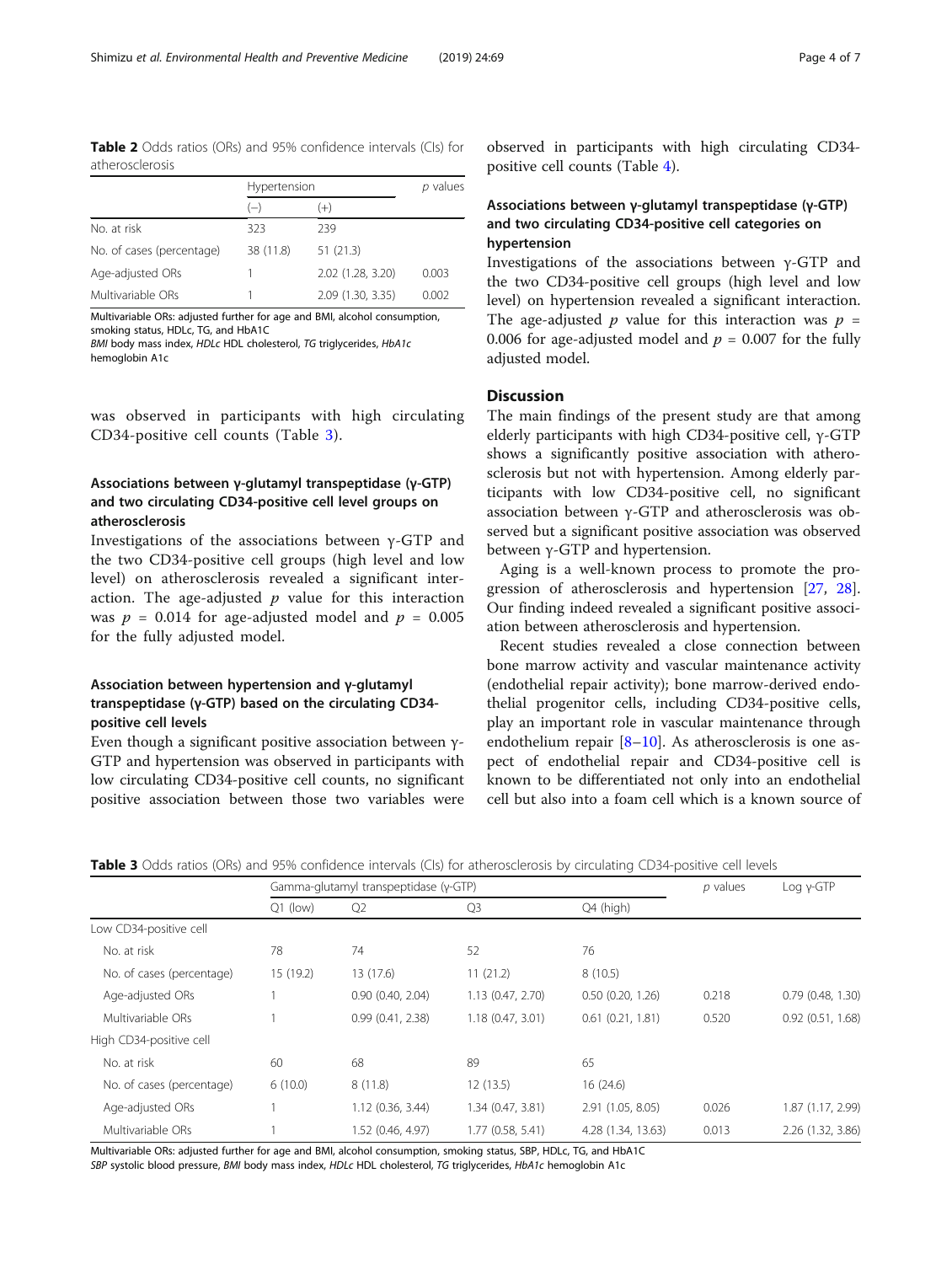**Table 2** Odds ratios (ORs) and 95% confidence intervals (CIs) for atherosclerosis

| | Hypertension | | *p* values |
|---|---|---|---|
| | (−) | (+) | |
| No. at risk | 323 | 239 | |
| No. of cases (percentage) | 38 (11.8) | 51 (21.3) | |
| Age-adjusted ORs | 1 | 2.02 (1.28, 3.20) | 0.003 |
| Multivariable ORs | 1 | 2.09 (1.30, 3.35) | 0.002 |

Multivariable ORs: adjusted further for age and BMI, alcohol consumption, smoking status, HDLc, TG, and HbA1C
*BMI* body mass index, *HDLc* HDL cholesterol, *TG* triglycerides, *HbA1c* hemoglobin A1c

was observed in participants with high circulating CD34-positive cell counts (Table 3).

### Associations between γ-glutamyl transpeptidase (γ-GTP) and two circulating CD34-positive cell level groups on atherosclerosis

Investigations of the associations between γ-GTP and the two CD34-positive cell groups (high level and low level) on atherosclerosis revealed a significant interaction. The age-adjusted $p$ value for this interaction was $p = 0.014$ for age-adjusted model and $p = 0.005$ for the fully adjusted model.

### Association between hypertension and γ-glutamyl transpeptidase (γ-GTP) based on the circulating CD34-positive cell levels

Even though a significant positive association between γ-GTP and hypertension was observed in participants with low circulating CD34-positive cell counts, no significant positive association between those two variables were observed in participants with high circulating CD34-positive cell counts (Table 4).

### Associations between γ-glutamyl transpeptidase (γ-GTP) and two circulating CD34-positive cell categories on hypertension

Investigations of the associations between γ-GTP and the two CD34-positive cell groups (high level and low level) on hypertension revealed a significant interaction. The age-adjusted $p$ value for this interaction was $p = 0.006$ for age-adjusted model and $p = 0.007$ for the fully adjusted model.

## Discussion

The main findings of the present study are that among elderly participants with high CD34-positive cell, γ-GTP shows a significantly positive association with atherosclerosis but not with hypertension. Among elderly participants with low CD34-positive cell, no significant association between γ-GTP and atherosclerosis was observed but a significant positive association was observed between γ-GTP and hypertension.

Aging is a well-known process to promote the progression of atherosclerosis and hypertension [27, 28]. Our finding indeed revealed a significant positive association between atherosclerosis and hypertension.

Recent studies revealed a close connection between bone marrow activity and vascular maintenance activity (endothelial repair activity); bone marrow-derived endothelial progenitor cells, including CD34-positive cells, play an important role in vascular maintenance through endothelium repair [8–10]. As atherosclerosis is one aspect of endothelial repair and CD34-positive cell is known to be differentiated not only into an endothelial cell but also into a foam cell which is a known source of

**Table 3** Odds ratios (ORs) and 95% confidence intervals (CIs) for atherosclerosis by circulating CD34-positive cell levels

| | Gamma-glutamyl transpeptidase (γ-GTP) | | | | *p* values | Log γ-GTP |
|---|---|---|---|---|---|---|
| | Q1 (low) | Q2 | Q3 | Q4 (high) | | |
| Low CD34-positive cell | | | | | | |
| No. at risk | 78 | 74 | 52 | 76 | | |
| No. of cases (percentage) | 15 (19.2) | 13 (17.6) | 11 (21.2) | 8 (10.5) | | |
| Age-adjusted ORs | 1 | 0.90 (0.40, 2.04) | 1.13 (0.47, 2.70) | 0.50 (0.20, 1.26) | 0.218 | 0.79 (0.48, 1.30) |
| Multivariable ORs | 1 | 0.99 (0.41, 2.38) | 1.18 (0.47, 3.01) | 0.61 (0.21, 1.81) | 0.520 | 0.92 (0.51, 1.68) |
| High CD34-positive cell | | | | | | |
| No. at risk | 60 | 68 | 89 | 65 | | |
| No. of cases (percentage) | 6 (10.0) | 8 (11.8) | 12 (13.5) | 16 (24.6) | | |
| Age-adjusted ORs | 1 | 1.12 (0.36, 3.44) | 1.34 (0.47, 3.81) | 2.91 (1.05, 8.05) | 0.026 | 1.87 (1.17, 2.99) |
| Multivariable ORs | 1 | 1.52 (0.46, 4.97) | 1.77 (0.58, 5.41) | 4.28 (1.34, 13.63) | 0.013 | 2.26 (1.32, 3.86) |

Multivariable ORs: adjusted further for age and BMI, alcohol consumption, smoking status, SBP, HDLc, TG, and HbA1C
*SBP* systolic blood pressure, *BMI* body mass index, *HDLc* HDL cholesterol, *TG* triglycerides, *HbA1c* hemoglobin A1c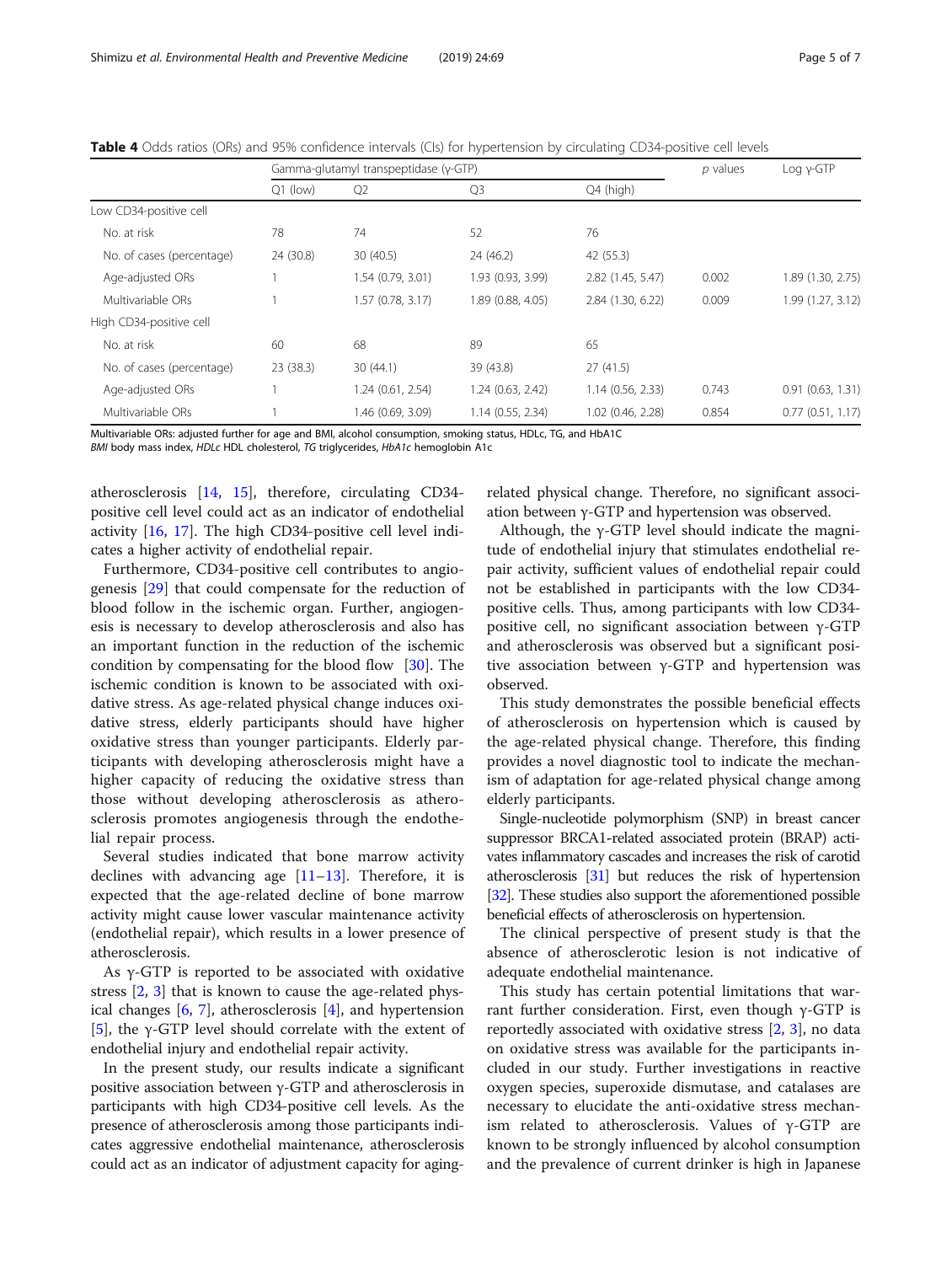**Table 4** Odds ratios (ORs) and 95% confidence intervals (CIs) for hypertension by circulating CD34-positive cell levels

| | Gamma-glutamyl transpeptidase (γ-GTP) | | | | *p* values | Log γ-GTP |
|---|---|---|---|---|---|---|
| | Q1 (low) | Q2 | Q3 | Q4 (high) | | |
| Low CD34-positive cell | | | | | | |
| No. at risk | 78 | 74 | 52 | 76 | | |
| No. of cases (percentage) | 24 (30.8) | 30 (40.5) | 24 (46.2) | 42 (55.3) | | |
| Age-adjusted ORs | 1 | 1.54 (0.79, 3.01) | 1.93 (0.93, 3.99) | 2.82 (1.45, 5.47) | 0.002 | 1.89 (1.30, 2.75) |
| Multivariable ORs | 1 | 1.57 (0.78, 3.17) | 1.89 (0.88, 4.05) | 2.84 (1.30, 6.22) | 0.009 | 1.99 (1.27, 3.12) |
| High CD34-positive cell | | | | | | |
| No. at risk | 60 | 68 | 89 | 65 | | |
| No. of cases (percentage) | 23 (38.3) | 30 (44.1) | 39 (43.8) | 27 (41.5) | | |
| Age-adjusted ORs | 1 | 1.24 (0.61, 2.54) | 1.24 (0.63, 2.42) | 1.14 (0.56, 2.33) | 0.743 | 0.91 (0.63, 1.31) |
| Multivariable ORs | 1 | 1.46 (0.69, 3.09) | 1.14 (0.55, 2.34) | 1.02 (0.46, 2.28) | 0.854 | 0.77 (0.51, 1.17) |

Multivariable ORs: adjusted further for age and BMI, alcohol consumption, smoking status, HDLc, TG, and HbA1C
*BMI* body mass index, *HDLc* HDL cholesterol, *TG* triglycerides, *HbA1c* hemoglobin A1c

atherosclerosis [14, 15], therefore, circulating CD34-positive cell level could act as an indicator of endothelial activity [16, 17]. The high CD34-positive cell level indicates a higher activity of endothelial repair.

Furthermore, CD34-positive cell contributes to angiogenesis [29] that could compensate for the reduction of blood follow in the ischemic organ. Further, angiogenesis is necessary to develop atherosclerosis and also has an important function in the reduction of the ischemic condition by compensating for the blood flow [30]. The ischemic condition is known to be associated with oxidative stress. As age-related physical change induces oxidative stress, elderly participants should have higher oxidative stress than younger participants. Elderly participants with developing atherosclerosis might have a higher capacity of reducing the oxidative stress than those without developing atherosclerosis as atherosclerosis promotes angiogenesis through the endothelial repair process.

Several studies indicated that bone marrow activity declines with advancing age [11–13]. Therefore, it is expected that the age-related decline of bone marrow activity might cause lower vascular maintenance activity (endothelial repair), which results in a lower presence of atherosclerosis.

As γ-GTP is reported to be associated with oxidative stress [2, 3] that is known to cause the age-related physical changes [6, 7], atherosclerosis [4], and hypertension [5], the γ-GTP level should correlate with the extent of endothelial injury and endothelial repair activity.

In the present study, our results indicate a significant positive association between γ-GTP and atherosclerosis in participants with high CD34-positive cell levels. As the presence of atherosclerosis among those participants indicates aggressive endothelial maintenance, atherosclerosis could act as an indicator of adjustment capacity for aging-related physical change. Therefore, no significant association between γ-GTP and hypertension was observed.

Although, the γ-GTP level should indicate the magnitude of endothelial injury that stimulates endothelial repair activity, sufficient values of endothelial repair could not be established in participants with the low CD34-positive cells. Thus, among participants with low CD34-positive cell, no significant association between γ-GTP and atherosclerosis was observed but a significant positive association between γ-GTP and hypertension was observed.

This study demonstrates the possible beneficial effects of atherosclerosis on hypertension which is caused by the age-related physical change. Therefore, this finding provides a novel diagnostic tool to indicate the mechanism of adaptation for age-related physical change among elderly participants.

Single-nucleotide polymorphism (SNP) in breast cancer suppressor BRCA1-related associated protein (BRAP) activates inflammatory cascades and increases the risk of carotid atherosclerosis [31] but reduces the risk of hypertension [32]. These studies also support the aforementioned possible beneficial effects of atherosclerosis on hypertension.

The clinical perspective of present study is that the absence of atherosclerotic lesion is not indicative of adequate endothelial maintenance.

This study has certain potential limitations that warrant further consideration. First, even though γ-GTP is reportedly associated with oxidative stress [2, 3], no data on oxidative stress was available for the participants included in our study. Further investigations in reactive oxygen species, superoxide dismutase, and catalases are necessary to elucidate the anti-oxidative stress mechanism related to atherosclerosis. Values of γ-GTP are known to be strongly influenced by alcohol consumption and the prevalence of current drinker is high in Japanese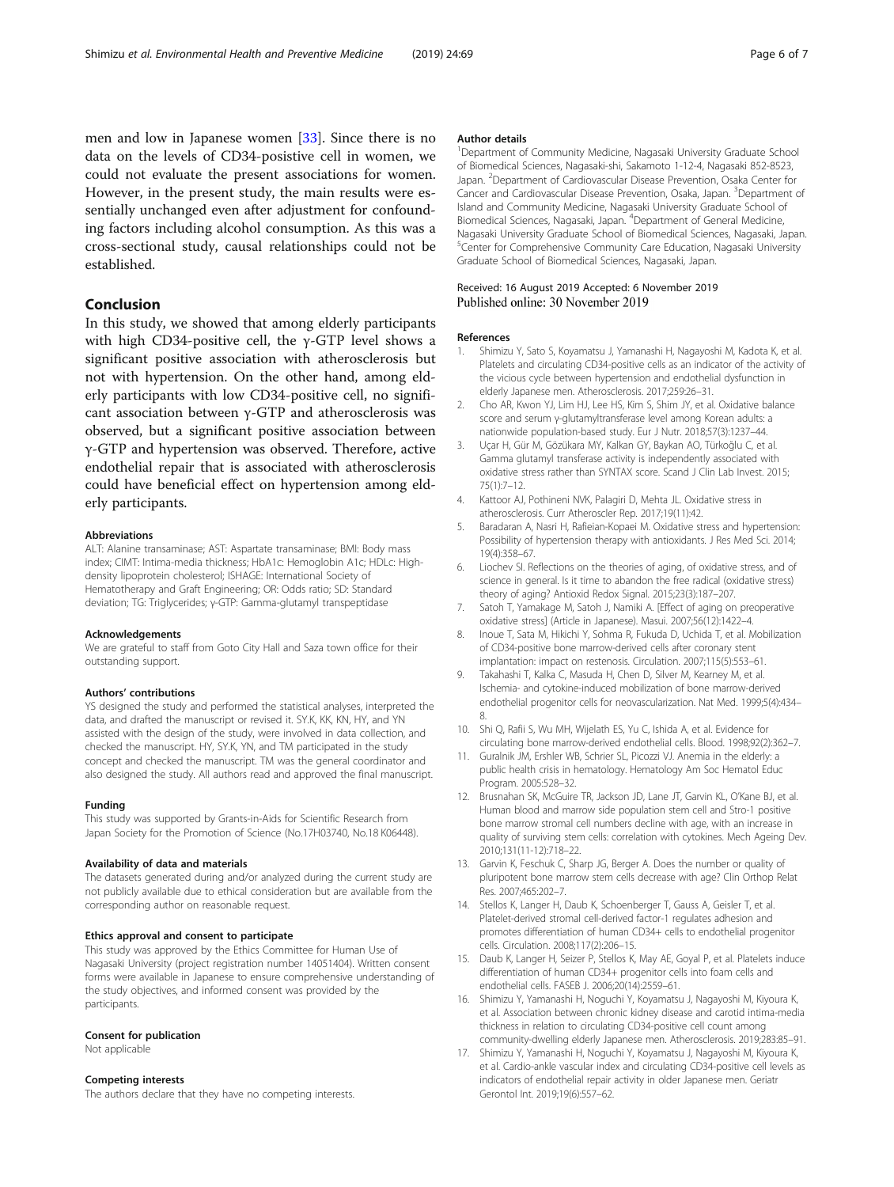men and low in Japanese women [33]. Since there is no data on the levels of CD34-posistive cell in women, we could not evaluate the present associations for women. However, in the present study, the main results were essentially unchanged even after adjustment for confounding factors including alcohol consumption. As this was a cross-sectional study, causal relationships could not be established.

## Conclusion

In this study, we showed that among elderly participants with high CD34-positive cell, the γ-GTP level shows a significant positive association with atherosclerosis but not with hypertension. On the other hand, among elderly participants with low CD34-positive cell, no significant association between γ-GTP and atherosclerosis was observed, but a significant positive association between γ-GTP and hypertension was observed. Therefore, active endothelial repair that is associated with atherosclerosis could have beneficial effect on hypertension among elderly participants.

#### Abbreviations

ALT: Alanine transaminase; AST: Aspartate transaminase; BMI: Body mass index; CIMT: Intima-media thickness; HbA1c: Hemoglobin A1c; HDLc: High-density lipoprotein cholesterol; ISHAGE: International Society of Hematotherapy and Graft Engineering; OR: Odds ratio; SD: Standard deviation; TG: Triglycerides; γ-GTP: Gamma-glutamyl transpeptidase

#### Acknowledgements

We are grateful to staff from Goto City Hall and Saza town office for their outstanding support.

#### Authors' contributions

YS designed the study and performed the statistical analyses, interpreted the data, and drafted the manuscript or revised it. SY.K, KK, KN, HY, and YN assisted with the design of the study, were involved in data collection, and checked the manuscript. HY, SY.K, YN, and TM participated in the study concept and checked the manuscript. TM was the general coordinator and also designed the study. All authors read and approved the final manuscript.

#### Funding

This study was supported by Grants-in-Aids for Scientific Research from Japan Society for the Promotion of Science (No.17H03740, No.18 K06448).

#### Availability of data and materials

The datasets generated during and/or analyzed during the current study are not publicly available due to ethical consideration but are available from the corresponding author on reasonable request.

#### Ethics approval and consent to participate

This study was approved by the Ethics Committee for Human Use of Nagasaki University (project registration number 14051404). Written consent forms were available in Japanese to ensure comprehensive understanding of the study objectives, and informed consent was provided by the participants.

#### Consent for publication

Not applicable

#### Competing interests

The authors declare that they have no competing interests.

#### Author details

[1]Department of Community Medicine, Nagasaki University Graduate School of Biomedical Sciences, Nagasaki-shi, Sakamoto 1-12-4, Nagasaki 852-8523, Japan. [2]Department of Cardiovascular Disease Prevention, Osaka Center for Cancer and Cardiovascular Disease Prevention, Osaka, Japan. [3]Department of Island and Community Medicine, Nagasaki University Graduate School of Biomedical Sciences, Nagasaki, Japan. [4]Department of General Medicine, Nagasaki University Graduate School of Biomedical Sciences, Nagasaki, Japan. [5]Center for Comprehensive Community Care Education, Nagasaki University Graduate School of Biomedical Sciences, Nagasaki, Japan.

Received: 16 August 2019 Accepted: 6 November 2019
Published online: 30 November 2019

#### References

1. Shimizu Y, Sato S, Koyamatsu J, Yamanashi H, Nagayoshi M, Kadota K, et al. Platelets and circulating CD34-positive cells as an indicator of the activity of the vicious cycle between hypertension and endothelial dysfunction in elderly Japanese men. Atherosclerosis. 2017;259:26–31.
2. Cho AR, Kwon YJ, Lim HJ, Lee HS, Kim S, Shim JY, et al. Oxidative balance score and serum γ-glutamyltransferase level among Korean adults: a nationwide population-based study. Eur J Nutr. 2018;57(3):1237–44.
3. Uçar H, Gür M, Gözükara MY, Kalkan GY, Baykan AO, Türkoğlu C, et al. Gamma glutamyl transferase activity is independently associated with oxidative stress rather than SYNTAX score. Scand J Clin Lab Invest. 2015; 75(1):7–12.
4. Kattoor AJ, Pothineni NVK, Palagiri D, Mehta JL. Oxidative stress in atherosclerosis. Curr Atheroscler Rep. 2017;19(11):42.
5. Baradaran A, Nasri H, Rafieian-Kopaei M. Oxidative stress and hypertension: Possibility of hypertension therapy with antioxidants. J Res Med Sci. 2014; 19(4):358–67.
6. Liochev SI. Reflections on the theories of aging, of oxidative stress, and of science in general. Is it time to abandon the free radical (oxidative stress) theory of aging? Antioxid Redox Signal. 2015;23(3):187–207.
7. Satoh T, Yamakage M, Satoh J, Namiki A. [Effect of aging on preoperative oxidative stress] (Article in Japanese). Masui. 2007;56(12):1422–4.
8. Inoue T, Sata M, Hikichi Y, Sohma R, Fukuda D, Uchida T, et al. Mobilization of CD34-positive bone marrow-derived cells after coronary stent implantation: impact on restenosis. Circulation. 2007;115(5):553–61.
9. Takahashi T, Kalka C, Masuda H, Chen D, Silver M, Kearney M, et al. Ischemia- and cytokine-induced mobilization of bone marrow-derived endothelial progenitor cells for neovascularization. Nat Med. 1999;5(4):434–8.
10. Shi Q, Rafii S, Wu MH, Wijelath ES, Yu C, Ishida A, et al. Evidence for circulating bone marrow-derived endothelial cells. Blood. 1998;92(2):362–7.
11. Guralnik JM, Ershler WB, Schrier SL, Picozzi VJ. Anemia in the elderly: a public health crisis in hematology. Hematology Am Soc Hematol Educ Program. 2005:528–32.
12. Brusnahan SK, McGuire TR, Jackson JD, Lane JT, Garvin KL, O'Kane BJ, et al. Human blood and marrow side population stem cell and Stro-1 positive bone marrow stromal cell numbers decline with age, with an increase in quality of surviving stem cells: correlation with cytokines. Mech Ageing Dev. 2010;131(11-12):718–22.
13. Garvin K, Feschuk C, Sharp JG, Berger A. Does the number or quality of pluripotent bone marrow stem cells decrease with age? Clin Orthop Relat Res. 2007;465:202–7.
14. Stellos K, Langer H, Daub K, Schoenberger T, Gauss A, Geisler T, et al. Platelet-derived stromal cell-derived factor-1 regulates adhesion and promotes differentiation of human CD34+ cells to endothelial progenitor cells. Circulation. 2008;117(2):206–15.
15. Daub K, Langer H, Seizer P, Stellos K, May AE, Goyal P, et al. Platelets induce differentiation of human CD34+ progenitor cells into foam cells and endothelial cells. FASEB J. 2006;20(14):2559–61.
16. Shimizu Y, Yamanashi H, Noguchi Y, Koyamatsu J, Nagayoshi M, Kiyoura K, et al. Association between chronic kidney disease and carotid intima-media thickness in relation to circulating CD34-positive cell count among community-dwelling elderly Japanese men. Atherosclerosis. 2019;283:85–91.
17. Shimizu Y, Yamanashi H, Noguchi Y, Koyamatsu J, Nagayoshi M, Kiyoura K, et al. Cardio-ankle vascular index and circulating CD34-positive cell levels as indicators of endothelial repair activity in older Japanese men. Geriatr Gerontol Int. 2019;19(6):557–62.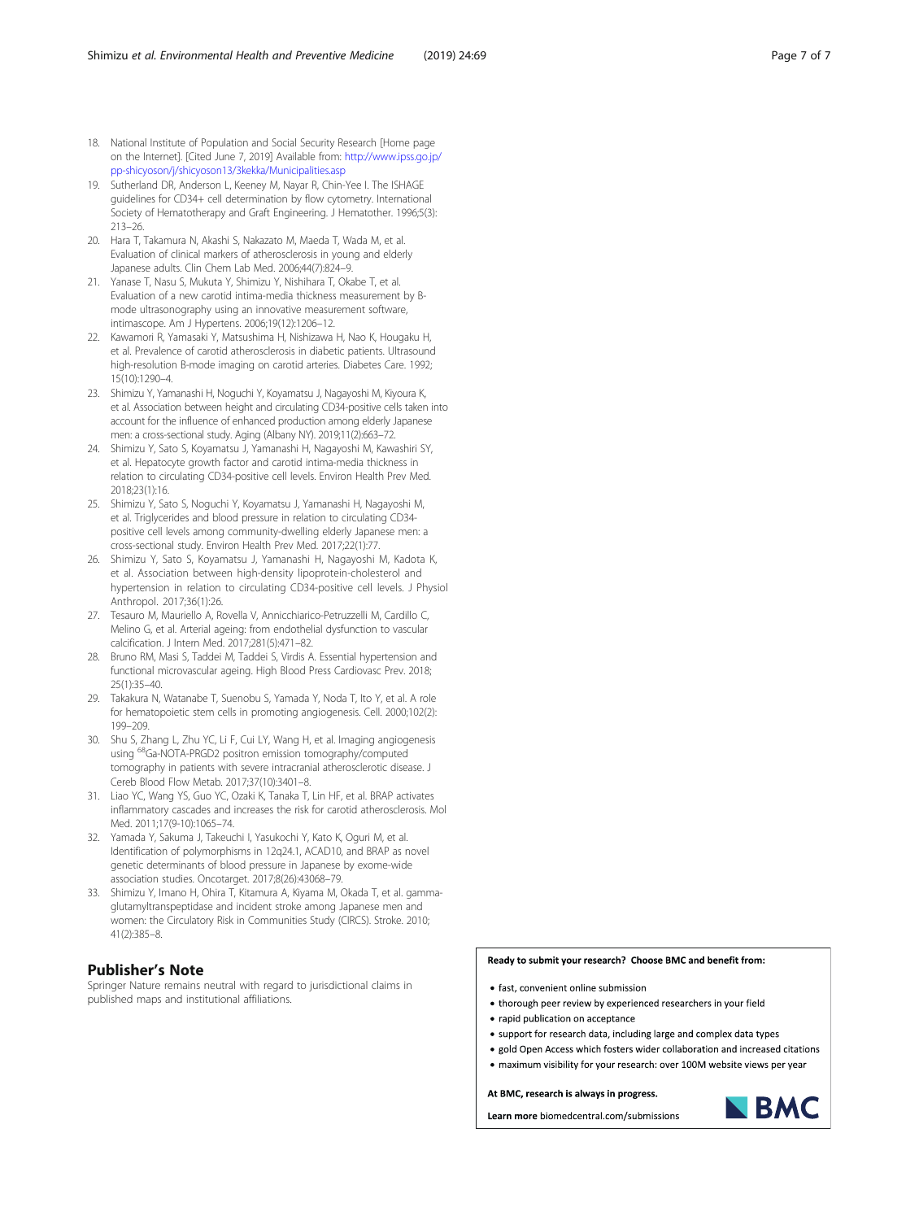18. National Institute of Population and Social Security Research [Home page on the Internet]. [Cited June 7, 2019] Available from: http://www.ipss.go.jp/pp-shicyoson/j/shicyoson13/3kekka/Municipalities.asp
19. Sutherland DR, Anderson L, Keeney M, Nayar R, Chin-Yee I. The ISHAGE guidelines for CD34+ cell determination by flow cytometry. International Society of Hematotherapy and Graft Engineering. J Hematother. 1996;5(3):213–26.
20. Hara T, Takamura N, Akashi S, Nakazato M, Maeda T, Wada M, et al. Evaluation of clinical markers of atherosclerosis in young and elderly Japanese adults. Clin Chem Lab Med. 2006;44(7):824–9.
21. Yanase T, Nasu S, Mukuta Y, Shimizu Y, Nishihara T, Okabe T, et al. Evaluation of a new carotid intima-media thickness measurement by B-mode ultrasonography using an innovative measurement software, intimascope. Am J Hypertens. 2006;19(12):1206–12.
22. Kawamori R, Yamasaki Y, Matsushima H, Nishizawa H, Nao K, Hougaku H, et al. Prevalence of carotid atherosclerosis in diabetic patients. Ultrasound high-resolution B-mode imaging on carotid arteries. Diabetes Care. 1992;15(10):1290–4.
23. Shimizu Y, Yamanashi H, Noguchi Y, Koyamatsu J, Nagayoshi M, Kiyoura K, et al. Association between height and circulating CD34-positive cells taken into account for the influence of enhanced production among elderly Japanese men: a cross-sectional study. Aging (Albany NY). 2019;11(2):663–72.
24. Shimizu Y, Sato S, Koyamatsu J, Yamanashi H, Nagayoshi M, Kawashiri SY, et al. Hepatocyte growth factor and carotid intima-media thickness in relation to circulating CD34-positive cell levels. Environ Health Prev Med. 2018;23(1):16.
25. Shimizu Y, Sato S, Noguchi Y, Koyamatsu J, Yamanashi H, Nagayoshi M, et al. Triglycerides and blood pressure in relation to circulating CD34-positive cell levels among community-dwelling elderly Japanese men: a cross-sectional study. Environ Health Prev Med. 2017;22(1):77.
26. Shimizu Y, Sato S, Koyamatsu J, Yamanashi H, Nagayoshi M, Kadota K, et al. Association between high-density lipoprotein-cholesterol and hypertension in relation to circulating CD34-positive cell levels. J Physiol Anthropol. 2017;36(1):26.
27. Tesauro M, Mauriello A, Rovella V, Annicchiarico-Petruzzelli M, Cardillo C, Melino G, et al. Arterial ageing: from endothelial dysfunction to vascular calcification. J Intern Med. 2017;281(5):471–82.
28. Bruno RM, Masi S, Taddei M, Taddei S, Virdis A. Essential hypertension and functional microvascular ageing. High Blood Press Cardiovasc Prev. 2018;25(1):35–40.
29. Takakura N, Watanabe T, Suenobu S, Yamada Y, Noda T, Ito Y, et al. A role for hematopoietic stem cells in promoting angiogenesis. Cell. 2000;102(2):199–209.
30. Shu S, Zhang L, Zhu YC, Li F, Cui LY, Wang H, et al. Imaging angiogenesis using $^{68}$Ga-NOTA-PRGD2 positron emission tomography/computed tomography in patients with severe intracranial atherosclerotic disease. J Cereb Blood Flow Metab. 2017;37(10):3401–8.
31. Liao YC, Wang YS, Guo YC, Ozaki K, Tanaka T, Lin HF, et al. BRAP activates inflammatory cascades and increases the risk for carotid atherosclerosis. Mol Med. 2011;17(9-10):1065–74.
32. Yamada Y, Sakuma J, Takeuchi I, Yasukochi Y, Kato K, Oguri M, et al. Identification of polymorphisms in 12q24.1, ACAD10, and BRAP as novel genetic determinants of blood pressure in Japanese by exome-wide association studies. Oncotarget. 2017;8(26):43068–79.
33. Shimizu Y, Imano H, Ohira T, Kitamura A, Kiyama M, Okada T, et al. gamma-glutamyltranspeptidase and incident stroke among Japanese men and women: the Circulatory Risk in Communities Study (CIRCS). Stroke. 2010;41(2):385–8.

## Publisher's Note

Springer Nature remains neutral with regard to jurisdictional claims in published maps and institutional affiliations.

**Ready to submit your research? Choose BMC and benefit from:**

- fast, convenient online submission
- thorough peer review by experienced researchers in your field
- rapid publication on acceptance
- support for research data, including large and complex data types
- gold Open Access which fosters wider collaboration and increased citations
- maximum visibility for your research: over 100M website views per year

**At BMC, research is always in progress.**

**Learn more** biomedcentral.com/submissions

BMC